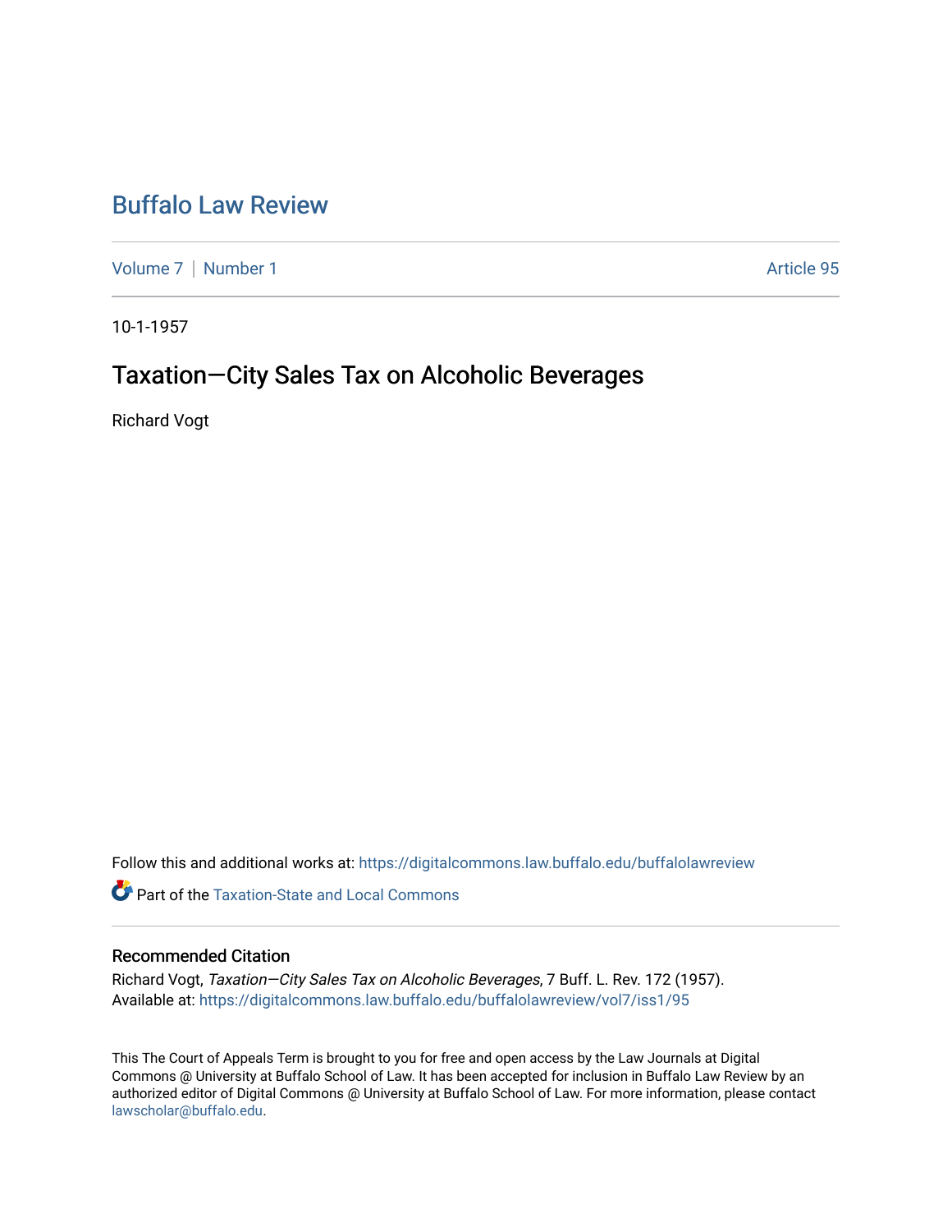# Buffalo Law Review

Volume 7 | Number 1 — Article 95

10-1-1957

## Taxation—City Sales Tax on Alcoholic Beverages

Richard Vogt

Follow this and additional works at: https://digitalcommons.law.buffalo.edu/buffalolawreview

Part of the Taxation-State and Local Commons

### Recommended Citation

Richard Vogt, *Taxation—City Sales Tax on Alcoholic Beverages*, 7 Buff. L. Rev. 172 (1957).
Available at: https://digitalcommons.law.buffalo.edu/buffalolawreview/vol7/iss1/95

This The Court of Appeals Term is brought to you for free and open access by the Law Journals at Digital Commons @ University at Buffalo School of Law. It has been accepted for inclusion in Buffalo Law Review by an authorized editor of Digital Commons @ University at Buffalo School of Law. For more information, please contact lawscholar@buffalo.edu.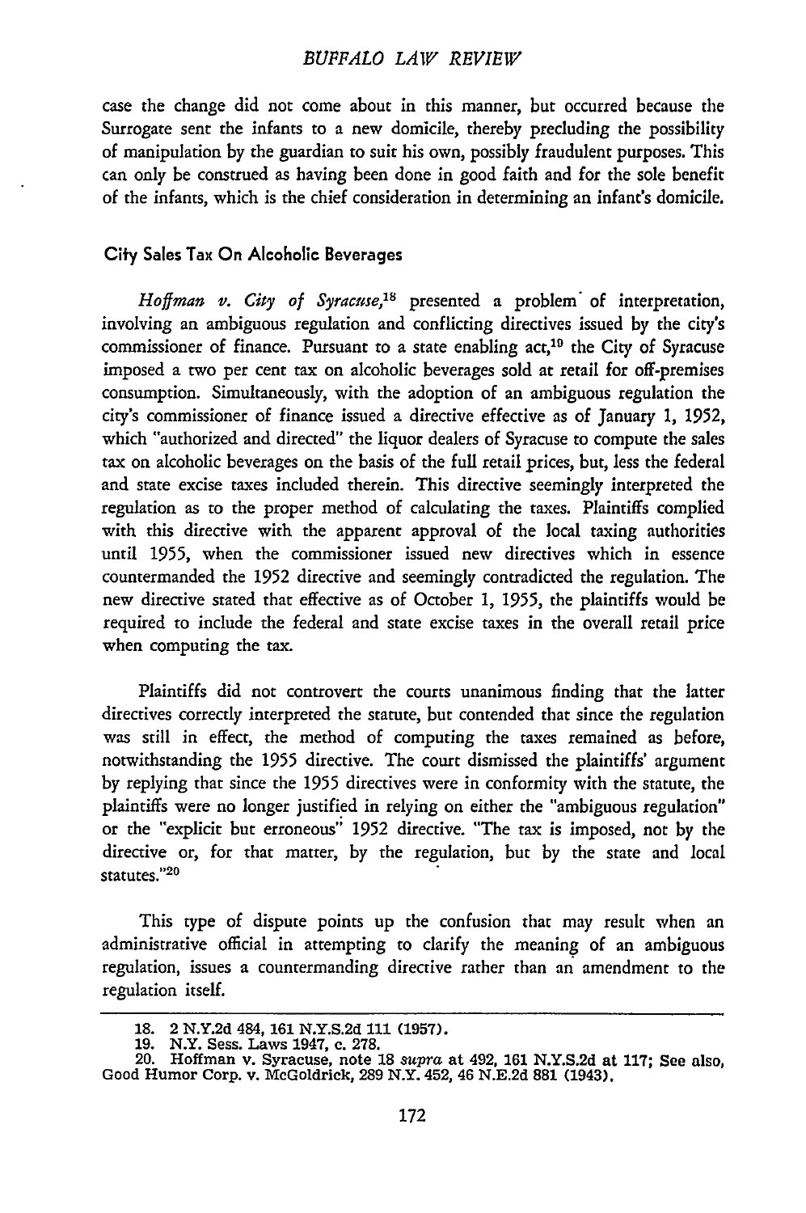case the change did not come about in this manner, but occurred because the Surrogate sent the infants to a new domicile, thereby precluding the possibility of manipulation by the guardian to suit his own, possibly fraudulent purposes. This can only be construed as having been done in good faith and for the sole benefit of the infants, which is the chief consideration in determining an infant's domicile.

### City Sales Tax On Alcoholic Beverages

*Hoffman v. City of Syracuse*,[18] presented a problem of interpretation, involving an ambiguous regulation and conflicting directives issued by the city's commissioner of finance. Pursuant to a state enabling act,[19] the City of Syracuse imposed a two per cent tax on alcoholic beverages sold at retail for off-premises consumption. Simultaneously, with the adoption of an ambiguous regulation the city's commissioner of finance issued a directive effective as of January 1, 1952, which "authorized and directed" the liquor dealers of Syracuse to compute the sales tax on alcoholic beverages on the basis of the full retail prices, but, less the federal and state excise taxes included therein. This directive seemingly interpreted the regulation as to the proper method of calculating the taxes. Plaintiffs complied with this directive with the apparent approval of the local taxing authorities until 1955, when the commissioner issued new directives which in essence countermanded the 1952 directive and seemingly contradicted the regulation. The new directive stated that effective as of October 1, 1955, the plaintiffs would be required to include the federal and state excise taxes in the overall retail price when computing the tax.

Plaintiffs did not controvert the courts unanimous finding that the latter directives correctly interpreted the statute, but contended that since the regulation was still in effect, the method of computing the taxes remained as before, notwithstanding the 1955 directive. The court dismissed the plaintiffs' argument by replying that since the 1955 directives were in conformity with the statute, the plaintiffs were no longer justified in relying on either the "ambiguous regulation" or the "explicit but erroneous" 1952 directive. "The tax is imposed, not by the directive or, for that matter, by the regulation, but by the state and local statutes."[20]

This type of dispute points up the confusion that may result when an administrative official in attempting to clarify the meaning of an ambiguous regulation, issues a countermanding directive rather than an amendment to the regulation itself.

---

18. 2 N.Y.2d 484, 161 N.Y.S.2d 111 (1957).
19. N.Y. Sess. Laws 1947, c. 278.
20. Hoffman v. Syracuse, note 18 *supra* at 492, 161 N.Y.S.2d at 117; See also, Good Humor Corp. v. McGoldrick, 289 N.Y. 452, 46 N.E.2d 881 (1943).